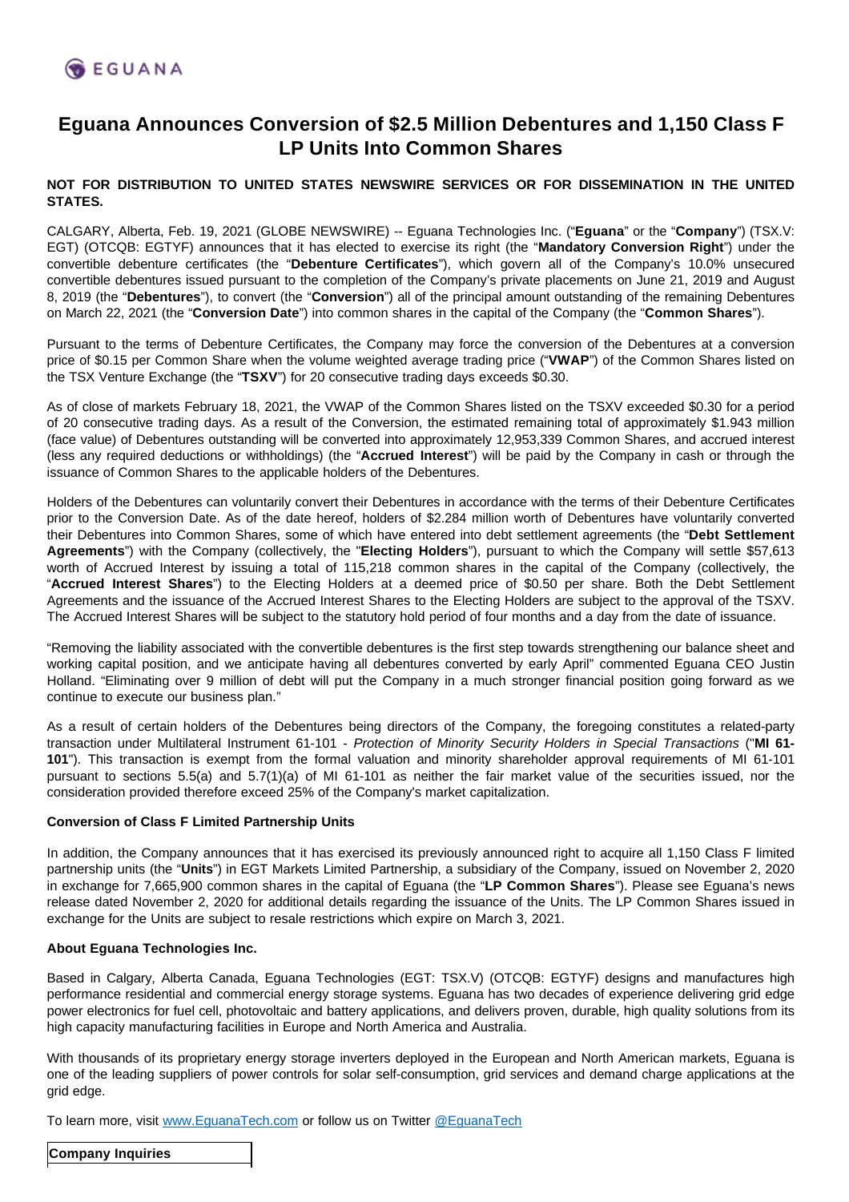EGUANA

# Eguana Announces Conversion of $2.5 Million Debentures and 1,150 Class F LP Units Into Common Shares

**NOT FOR DISTRIBUTION TO UNITED STATES NEWSWIRE SERVICES OR FOR DISSEMINATION IN THE UNITED STATES.**

CALGARY, Alberta, Feb. 19, 2021 (GLOBE NEWSWIRE) -- Eguana Technologies Inc. ("**Eguana**" or the "**Company**") (TSX.V: EGT) (OTCQB: EGTYF) announces that it has elected to exercise its right (the "**Mandatory Conversion Right**") under the convertible debenture certificates (the "**Debenture Certificates**"), which govern all of the Company's 10.0% unsecured convertible debentures issued pursuant to the completion of the Company's private placements on June 21, 2019 and August 8, 2019 (the "**Debentures**"), to convert (the "**Conversion**") all of the principal amount outstanding of the remaining Debentures on March 22, 2021 (the "**Conversion Date**") into common shares in the capital of the Company (the "**Common Shares**").

Pursuant to the terms of Debenture Certificates, the Company may force the conversion of the Debentures at a conversion price of $0.15 per Common Share when the volume weighted average trading price ("**VWAP**") of the Common Shares listed on the TSX Venture Exchange (the "**TSXV**") for 20 consecutive trading days exceeds $0.30.

As of close of markets February 18, 2021, the VWAP of the Common Shares listed on the TSXV exceeded $0.30 for a period of 20 consecutive trading days. As a result of the Conversion, the estimated remaining total of approximately $1.943 million (face value) of Debentures outstanding will be converted into approximately 12,953,339 Common Shares, and accrued interest (less any required deductions or withholdings) (the "**Accrued Interest**") will be paid by the Company in cash or through the issuance of Common Shares to the applicable holders of the Debentures.

Holders of the Debentures can voluntarily convert their Debentures in accordance with the terms of their Debenture Certificates prior to the Conversion Date. As of the date hereof, holders of $2.284 million worth of Debentures have voluntarily converted their Debentures into Common Shares, some of which have entered into debt settlement agreements (the "**Debt Settlement Agreements**") with the Company (collectively, the "**Electing Holders**"), pursuant to which the Company will settle $57,613 worth of Accrued Interest by issuing a total of 115,218 common shares in the capital of the Company (collectively, the "**Accrued Interest Shares**") to the Electing Holders at a deemed price of $0.50 per share. Both the Debt Settlement Agreements and the issuance of the Accrued Interest Shares to the Electing Holders are subject to the approval of the TSXV. The Accrued Interest Shares will be subject to the statutory hold period of four months and a day from the date of issuance.

"Removing the liability associated with the convertible debentures is the first step towards strengthening our balance sheet and working capital position, and we anticipate having all debentures converted by early April" commented Eguana CEO Justin Holland. "Eliminating over 9 million of debt will put the Company in a much stronger financial position going forward as we continue to execute our business plan."

As a result of certain holders of the Debentures being directors of the Company, the foregoing constitutes a related-party transaction under Multilateral Instrument 61-101 - *Protection of Minority Security Holders in Special Transactions* ("**MI 61-101**"). This transaction is exempt from the formal valuation and minority shareholder approval requirements of MI 61-101 pursuant to sections 5.5(a) and 5.7(1)(a) of MI 61-101 as neither the fair market value of the securities issued, nor the consideration provided therefore exceed 25% of the Company's market capitalization.

**Conversion of Class F Limited Partnership Units**

In addition, the Company announces that it has exercised its previously announced right to acquire all 1,150 Class F limited partnership units (the "**Units**") in EGT Markets Limited Partnership, a subsidiary of the Company, issued on November 2, 2020 in exchange for 7,665,900 common shares in the capital of Eguana (the "**LP Common Shares**"). Please see Eguana's news release dated November 2, 2020 for additional details regarding the issuance of the Units. The LP Common Shares issued in exchange for the Units are subject to resale restrictions which expire on March 3, 2021.

**About Eguana Technologies Inc.**

Based in Calgary, Alberta Canada, Eguana Technologies (EGT: TSX.V) (OTCQB: EGTYF) designs and manufactures high performance residential and commercial energy storage systems. Eguana has two decades of experience delivering grid edge power electronics for fuel cell, photovoltaic and battery applications, and delivers proven, durable, high quality solutions from its high capacity manufacturing facilities in Europe and North America and Australia.

With thousands of its proprietary energy storage inverters deployed in the European and North American markets, Eguana is one of the leading suppliers of power controls for solar self-consumption, grid services and demand charge applications at the grid edge.

To learn more, visit www.EguanaTech.com or follow us on Twitter @EguanaTech

| **Company Inquiries** |
| --- |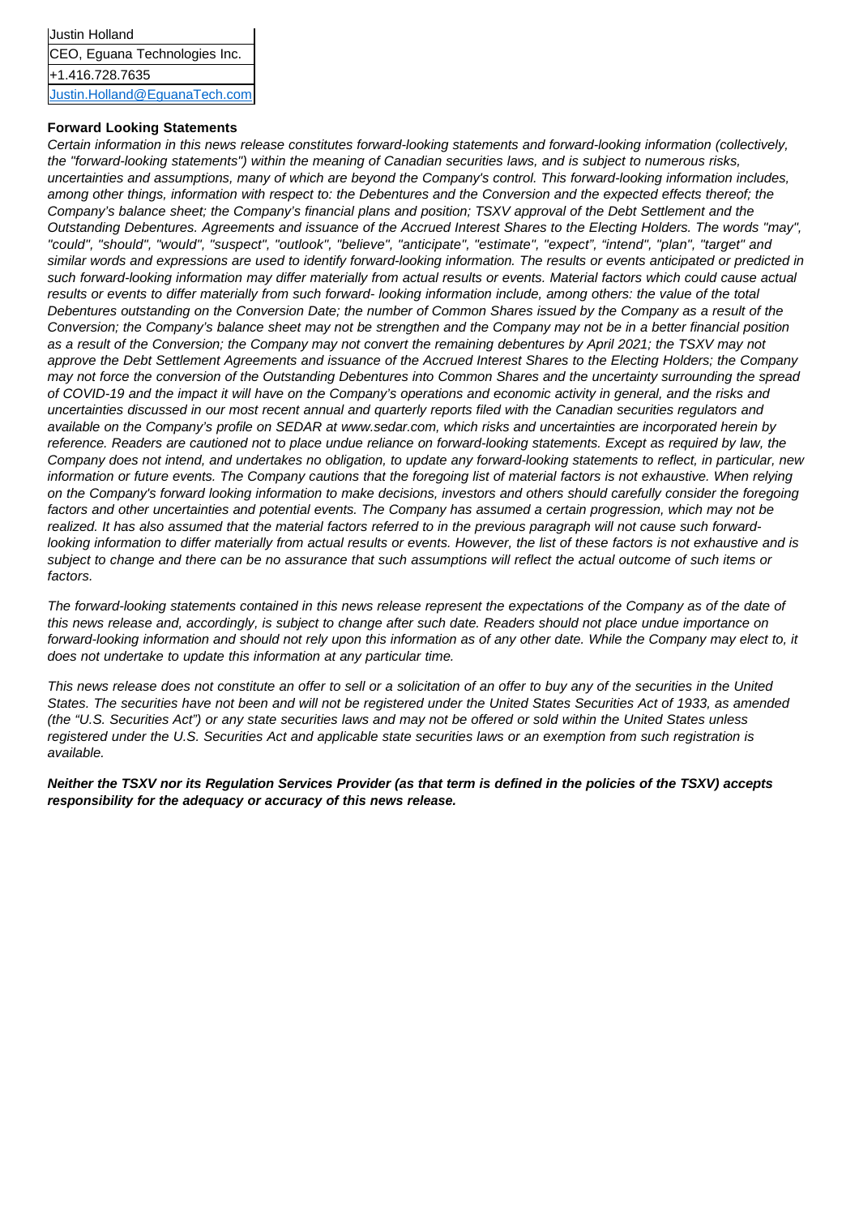| |
|---|
| Justin Holland |
| CEO, Eguana Technologies Inc. |
| +1.416.728.7635 |
| [Justin.Holland@EguanaTech.com](mailto:Justin.Holland@EguanaTech.com) |

**Forward Looking Statements**

*Certain information in this news release constitutes forward-looking statements and forward-looking information (collectively, the "forward-looking statements") within the meaning of Canadian securities laws, and is subject to numerous risks, uncertainties and assumptions, many of which are beyond the Company's control. This forward-looking information includes, among other things, information with respect to: the Debentures and the Conversion and the expected effects thereof; the Company's balance sheet; the Company's financial plans and position; TSXV approval of the Debt Settlement and the Outstanding Debentures. Agreements and issuance of the Accrued Interest Shares to the Electing Holders. The words "may", "could", "should", "would", "suspect", "outlook", "believe", "anticipate", "estimate", "expect", "intend", "plan", "target" and similar words and expressions are used to identify forward-looking information. The results or events anticipated or predicted in such forward-looking information may differ materially from actual results or events. Material factors which could cause actual results or events to differ materially from such forward- looking information include, among others: the value of the total Debentures outstanding on the Conversion Date; the number of Common Shares issued by the Company as a result of the Conversion; the Company's balance sheet may not be strengthen and the Company may not be in a better financial position as a result of the Conversion; the Company may not convert the remaining debentures by April 2021; the TSXV may not approve the Debt Settlement Agreements and issuance of the Accrued Interest Shares to the Electing Holders; the Company may not force the conversion of the Outstanding Debentures into Common Shares and the uncertainty surrounding the spread of COVID-19 and the impact it will have on the Company's operations and economic activity in general, and the risks and uncertainties discussed in our most recent annual and quarterly reports filed with the Canadian securities regulators and available on the Company's profile on SEDAR at www.sedar.com, which risks and uncertainties are incorporated herein by reference. Readers are cautioned not to place undue reliance on forward-looking statements. Except as required by law, the Company does not intend, and undertakes no obligation, to update any forward-looking statements to reflect, in particular, new information or future events. The Company cautions that the foregoing list of material factors is not exhaustive. When relying on the Company's forward looking information to make decisions, investors and others should carefully consider the foregoing factors and other uncertainties and potential events. The Company has assumed a certain progression, which may not be realized. It has also assumed that the material factors referred to in the previous paragraph will not cause such forward-looking information to differ materially from actual results or events. However, the list of these factors is not exhaustive and is subject to change and there can be no assurance that such assumptions will reflect the actual outcome of such items or factors.*

*The forward-looking statements contained in this news release represent the expectations of the Company as of the date of this news release and, accordingly, is subject to change after such date. Readers should not place undue importance on forward-looking information and should not rely upon this information as of any other date. While the Company may elect to, it does not undertake to update this information at any particular time.*

*This news release does not constitute an offer to sell or a solicitation of an offer to buy any of the securities in the United States. The securities have not been and will not be registered under the United States Securities Act of 1933, as amended (the "U.S. Securities Act") or any state securities laws and may not be offered or sold within the United States unless registered under the U.S. Securities Act and applicable state securities laws or an exemption from such registration is available.*

***Neither the TSXV nor its Regulation Services Provider (as that term is defined in the policies of the TSXV) accepts responsibility for the adequacy or accuracy of this news release.***